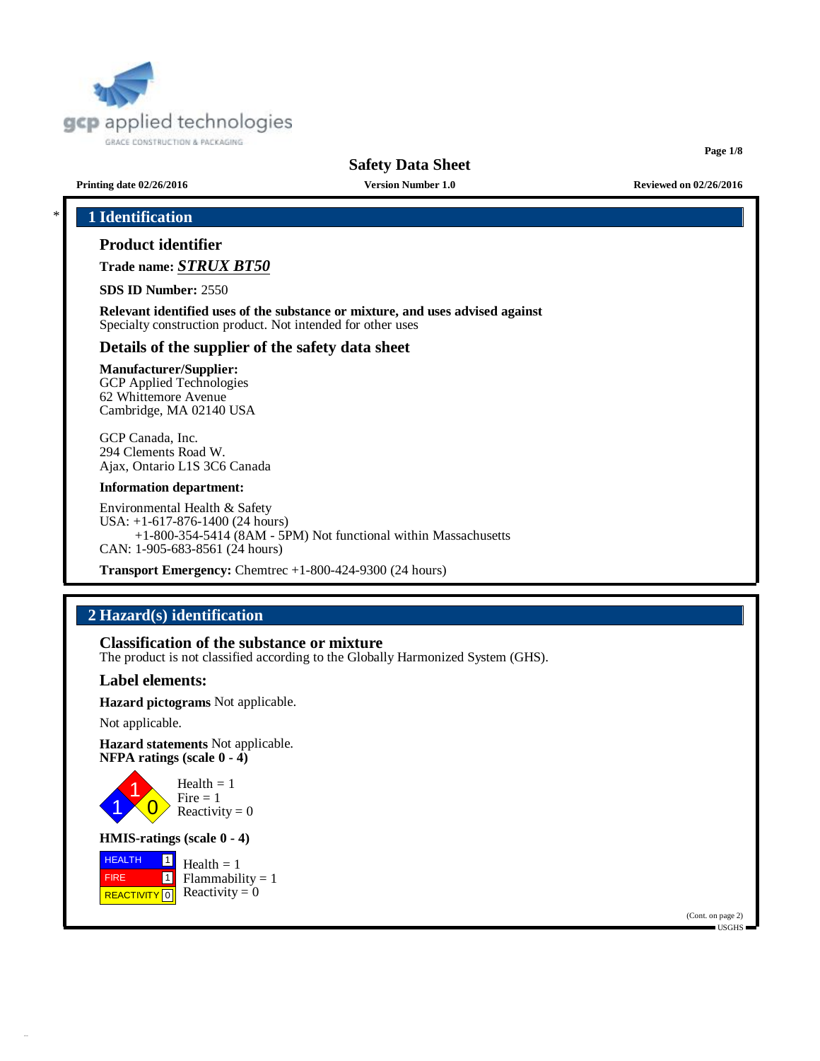# Safety Data Sheet

**Printing date 02/26/2016** **Version Number 1.0** **Reviewed on 02/26/2016**

## * 1 Identification

### Product identifier

**Trade name:** ***STRUX BT50***

**SDS ID Number:** 2550

**Relevant identified uses of the substance or mixture, and uses advised against**
Specialty construction product. Not intended for other uses

### Details of the supplier of the safety data sheet

**Manufacturer/Supplier:**
GCP Applied Technologies
62 Whittemore Avenue
Cambridge, MA 02140 USA

GCP Canada, Inc.
294 Clements Road W.
Ajax, Ontario L1S 3C6 Canada

**Information department:**

Environmental Health & Safety
USA: +1-617-876-1400 (24 hours)
+1-800-354-5414 (8AM - 5PM) Not functional within Massachusetts
CAN: 1-905-683-8561 (24 hours)

**Transport Emergency:** Chemtrec +1-800-424-9300 (24 hours)

## 2 Hazard(s) identification

### Classification of the substance or mixture

The product is not classified according to the Globally Harmonized System (GHS).

### Label elements:

**Hazard pictograms** Not applicable.

Not applicable.

**Hazard statements** Not applicable.

**NFPA ratings (scale 0 - 4)**

Health = 1
Fire = 1
Reactivity = 0

**HMIS-ratings (scale 0 - 4)**

| | | |
|---|---|---|
| HEALTH | 1 | Health = 1 |
| FIRE | 1 | Flammability = 1 |
| REACTIVITY | 0 | Reactivity = 0 |

(Cont. on page 2)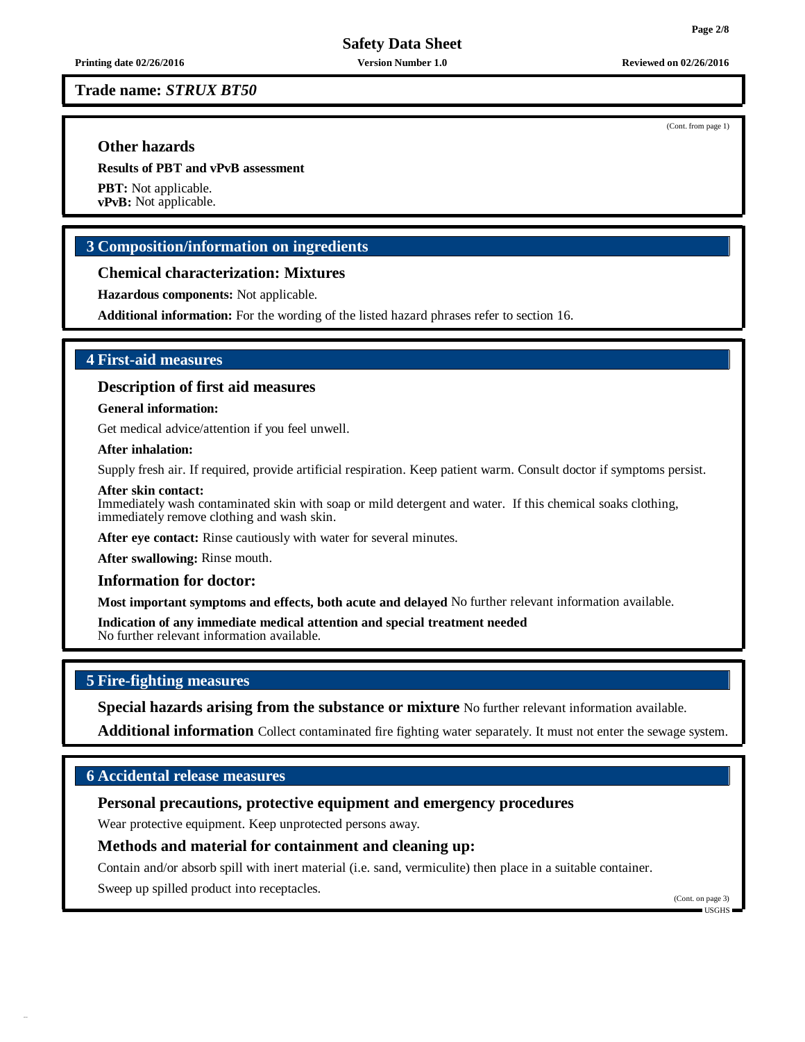**Trade name:** ***STRUX BT50***

(Cont. from page 1)

### Other hazards

**Results of PBT and vPvB assessment**

**PBT:** Not applicable.
**vPvB:** Not applicable.

## 3 Composition/information on ingredients

### Chemical characterization: Mixtures

**Hazardous components:** Not applicable.

**Additional information:** For the wording of the listed hazard phrases refer to section 16.

## 4 First-aid measures

### Description of first aid measures

**General information:**

Get medical advice/attention if you feel unwell.

**After inhalation:**

Supply fresh air. If required, provide artificial respiration. Keep patient warm. Consult doctor if symptoms persist.

**After skin contact:**
Immediately wash contaminated skin with soap or mild detergent and water. If this chemical soaks clothing, immediately remove clothing and wash skin.

**After eye contact:** Rinse cautiously with water for several minutes.

**After swallowing:** Rinse mouth.

### Information for doctor:

**Most important symptoms and effects, both acute and delayed** No further relevant information available.

**Indication of any immediate medical attention and special treatment needed**
No further relevant information available.

## 5 Fire-fighting measures

**Special hazards arising from the substance or mixture** No further relevant information available.

**Additional information** Collect contaminated fire fighting water separately. It must not enter the sewage system.

## 6 Accidental release measures

### Personal precautions, protective equipment and emergency procedures

Wear protective equipment. Keep unprotected persons away.

### Methods and material for containment and cleaning up:

Contain and/or absorb spill with inert material (i.e. sand, vermiculite) then place in a suitable container.

Sweep up spilled product into receptacles.

(Cont. on page 3)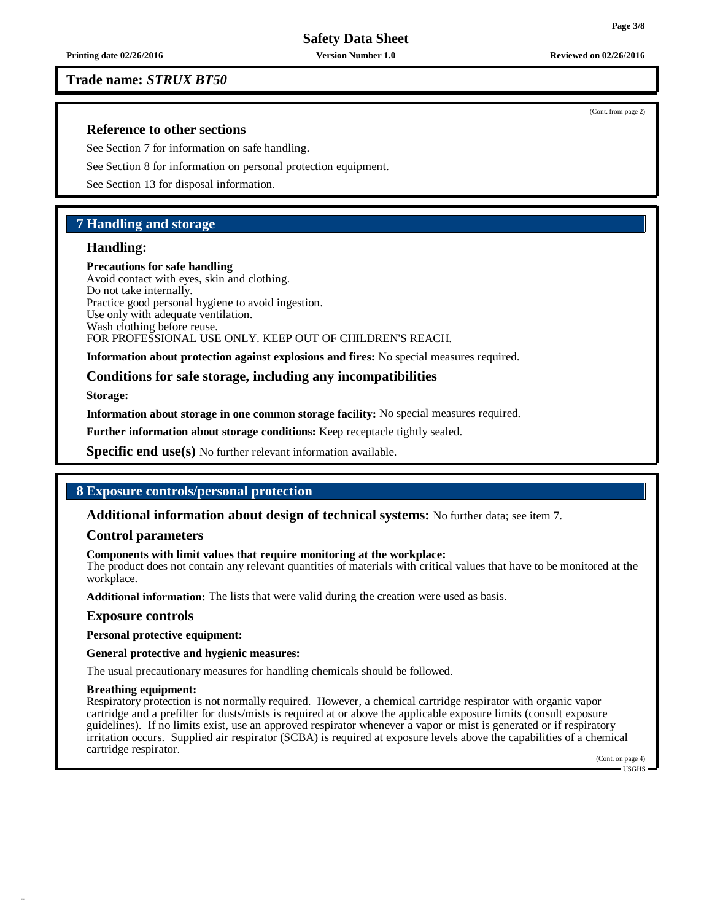**Trade name: *STRUX BT50***

(Cont. from page 2)

### Reference to other sections

See Section 7 for information on safe handling.

See Section 8 for information on personal protection equipment.

See Section 13 for disposal information.

## 7 Handling and storage

### Handling:

**Precautions for safe handling**
Avoid contact with eyes, skin and clothing.
Do not take internally.
Practice good personal hygiene to avoid ingestion.
Use only with adequate ventilation.
Wash clothing before reuse.
FOR PROFESSIONAL USE ONLY. KEEP OUT OF CHILDREN'S REACH.

**Information about protection against explosions and fires:** No special measures required.

### Conditions for safe storage, including any incompatibilities

**Storage:**

**Information about storage in one common storage facility:** No special measures required.

**Further information about storage conditions:** Keep receptacle tightly sealed.

**Specific end use(s)** No further relevant information available.

## 8 Exposure controls/personal protection

### Additional information about design of technical systems: No further data; see item 7.

### Control parameters

**Components with limit values that require monitoring at the workplace:**
The product does not contain any relevant quantities of materials with critical values that have to be monitored at the workplace.

**Additional information:** The lists that were valid during the creation were used as basis.

### Exposure controls

**Personal protective equipment:**

**General protective and hygienic measures:**

The usual precautionary measures for handling chemicals should be followed.

**Breathing equipment:**
Respiratory protection is not normally required. However, a chemical cartridge respirator with organic vapor cartridge and a prefilter for dusts/mists is required at or above the applicable exposure limits (consult exposure guidelines). If no limits exist, use an approved respirator whenever a vapor or mist is generated or if respiratory irritation occurs. Supplied air respirator (SCBA) is required at exposure levels above the capabilities of a chemical cartridge respirator.

(Cont. on page 4)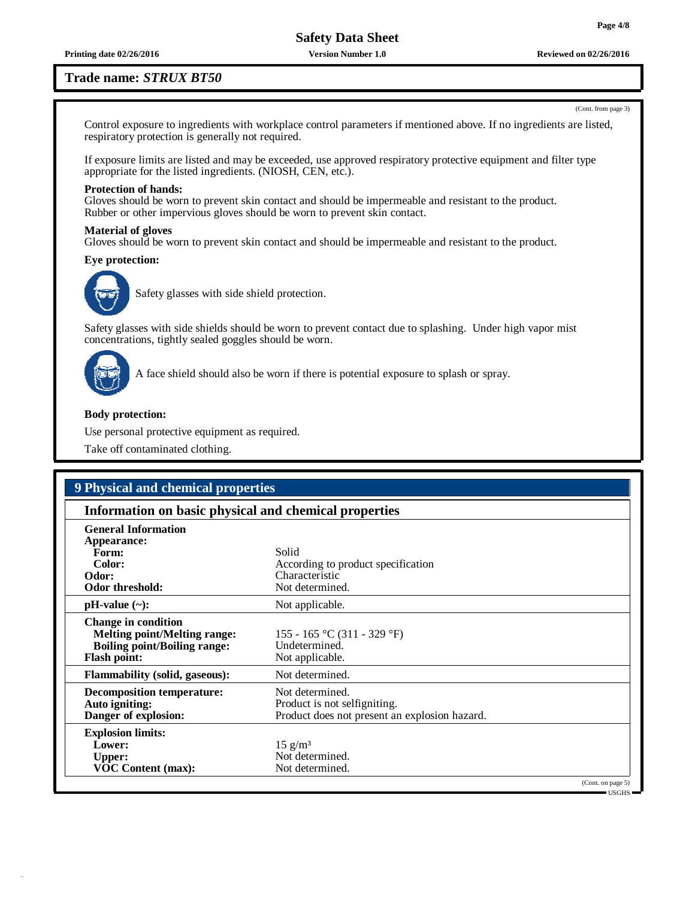**Trade name:** ***STRUX BT50***

(Cont. from page 3)

Control exposure to ingredients with workplace control parameters if mentioned above. If no ingredients are listed, respiratory protection is generally not required.

If exposure limits are listed and may be exceeded, use approved respiratory protective equipment and filter type appropriate for the listed ingredients. (NIOSH, CEN, etc.).

**Protection of hands:**
Gloves should be worn to prevent skin contact and should be impermeable and resistant to the product.
Rubber or other impervious gloves should be worn to prevent skin contact.

**Material of gloves**
Gloves should be worn to prevent skin contact and should be impermeable and resistant to the product.

**Eye protection:**

Safety glasses with side shield protection.

Safety glasses with side shields should be worn to prevent contact due to splashing. Under high vapor mist concentrations, tightly sealed goggles should be worn.

A face shield should also be worn if there is potential exposure to splash or spray.

**Body protection:**

Use personal protective equipment as required.

Take off contaminated clothing.

## 9 Physical and chemical properties

### Information on basic physical and chemical properties

| | |
|---|---|
| **General Information** | |
| **Appearance:** | |
| **Form:** | Solid |
| **Color:** | According to product specification |
| **Odor:** | Characteristic |
| **Odor threshold:** | Not determined. |
| **pH-value (~):** | Not applicable. |
| **Change in condition** | |
| **Melting point/Melting range:** | 155 - 165 °C (311 - 329 °F) |
| **Boiling point/Boiling range:** | Undetermined. |
| **Flash point:** | Not applicable. |
| **Flammability (solid, gaseous):** | Not determined. |
| **Decomposition temperature:** | Not determined. |
| **Auto igniting:** | Product is not selfigniting. |
| **Danger of explosion:** | Product does not present an explosion hazard. |
| **Explosion limits:** | |
| **Lower:** | 15 g/m³ |
| **Upper:** | Not determined. |
| **VOC Content (max):** | Not determined. |

(Cont. on page 5)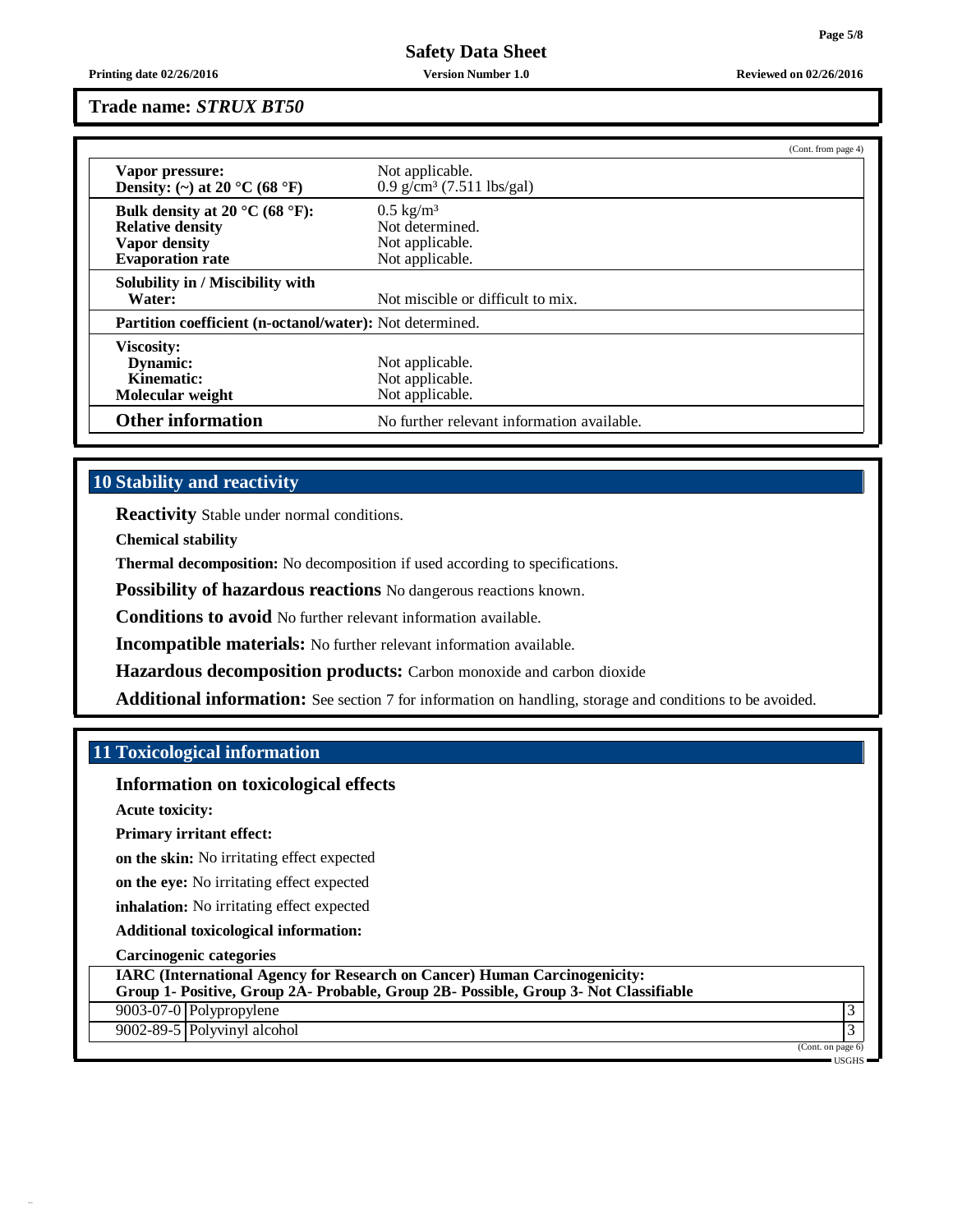**Trade name:** ***STRUX BT50***

(Cont. from page 4)

| | |
|---|---|
| **Vapor pressure:** | Not applicable. |
| **Density: (~) at 20 °C (68 °F)** | 0.9 g/cm³ (7.511 lbs/gal) |
| **Bulk density at 20 °C (68 °F):** | 0.5 kg/m³ |
| **Relative density** | Not determined. |
| **Vapor density** | Not applicable. |
| **Evaporation rate** | Not applicable. |
| **Solubility in / Miscibility with Water:** | Not miscible or difficult to mix. |
| **Partition coefficient (n-octanol/water):** | Not determined. |
| **Viscosity:** | |
| **Dynamic:** | Not applicable. |
| **Kinematic:** | Not applicable. |
| **Molecular weight** | Not applicable. |
| **Other information** | No further relevant information available. |

## 10 Stability and reactivity

**Reactivity** Stable under normal conditions.

**Chemical stability**

**Thermal decomposition:** No decomposition if used according to specifications.

**Possibility of hazardous reactions** No dangerous reactions known.

**Conditions to avoid** No further relevant information available.

**Incompatible materials:** No further relevant information available.

**Hazardous decomposition products:** Carbon monoxide and carbon dioxide

**Additional information:** See section 7 for information on handling, storage and conditions to be avoided.

## 11 Toxicological information

### Information on toxicological effects

**Acute toxicity:**

**Primary irritant effect:**

**on the skin:** No irritating effect expected

**on the eye:** No irritating effect expected

**inhalation:** No irritating effect expected

**Additional toxicological information:**

**Carcinogenic categories**

| **IARC (International Agency for Research on Cancer) Human Carcinogenicity: Group 1- Positive, Group 2A- Probable, Group 2B- Possible, Group 3- Not Classifiable** | | |
|---|---|---|
| 9003-07-0 | Polypropylene | 3 |
| 9002-89-5 | Polyvinyl alcohol | 3 |

(Cont. on page 6)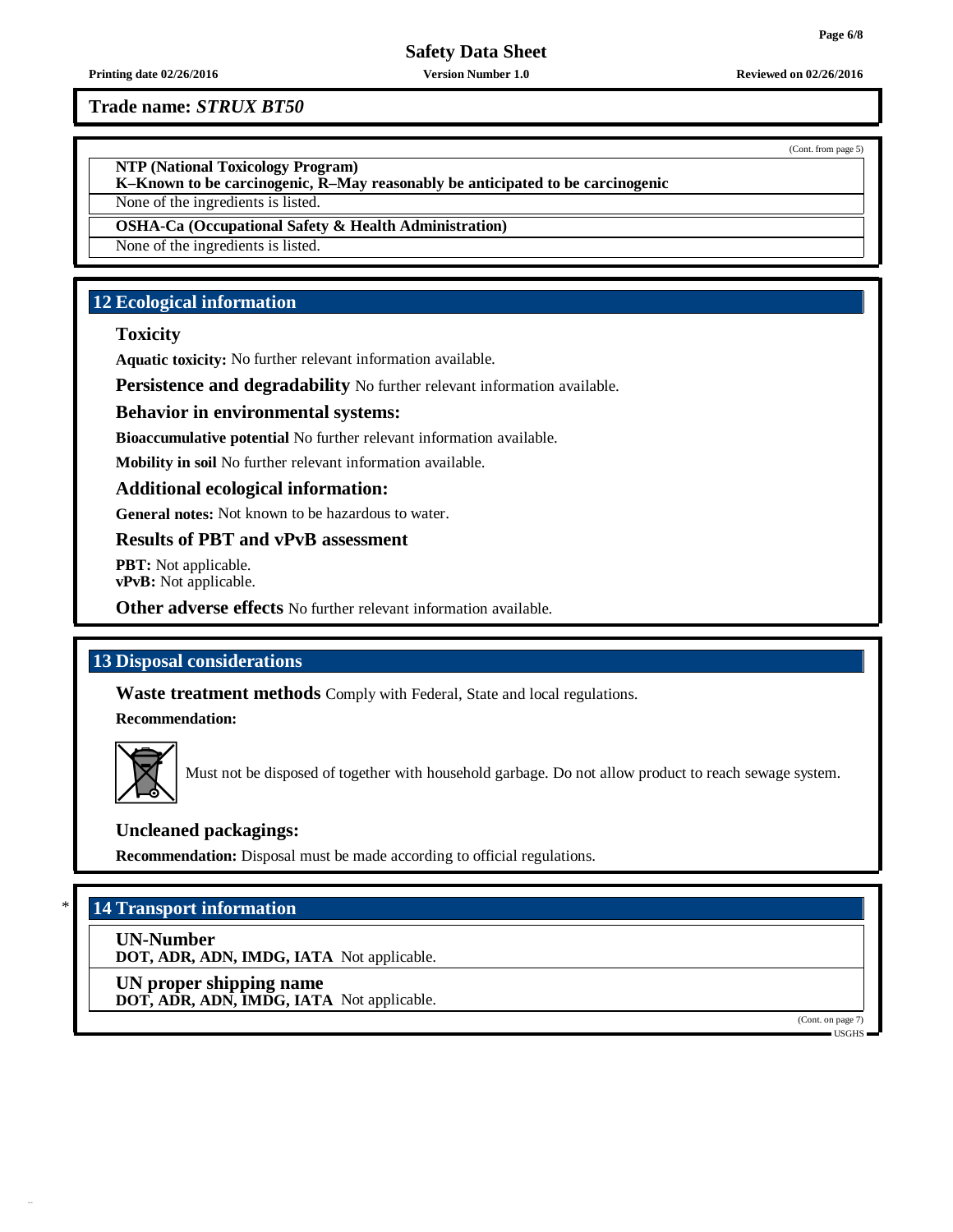Trade name: *STRUX BT50*

(Cont. from page 5)

**NTP (National Toxicology Program)**
**K–Known to be carcinogenic, R–May reasonably be anticipated to be carcinogenic**

None of the ingredients is listed.

**OSHA-Ca (Occupational Safety & Health Administration)**

None of the ingredients is listed.

## 12 Ecological information

### Toxicity

**Aquatic toxicity:** No further relevant information available.

**Persistence and degradability** No further relevant information available.

**Behavior in environmental systems:**

**Bioaccumulative potential** No further relevant information available.

**Mobility in soil** No further relevant information available.

**Additional ecological information:**

**General notes:** Not known to be hazardous to water.

**Results of PBT and vPvB assessment**

**PBT:** Not applicable.
**vPvB:** Not applicable.

**Other adverse effects** No further relevant information available.

## 13 Disposal considerations

**Waste treatment methods** Comply with Federal, State and local regulations.

**Recommendation:**

Must not be disposed of together with household garbage. Do not allow product to reach sewage system.

**Uncleaned packagings:**

**Recommendation:** Disposal must be made according to official regulations.

## * 14 Transport information

**UN-Number**
**DOT, ADR, ADN, IMDG, IATA** Not applicable.

**UN proper shipping name**
**DOT, ADR, ADN, IMDG, IATA** Not applicable.

(Cont. on page 7)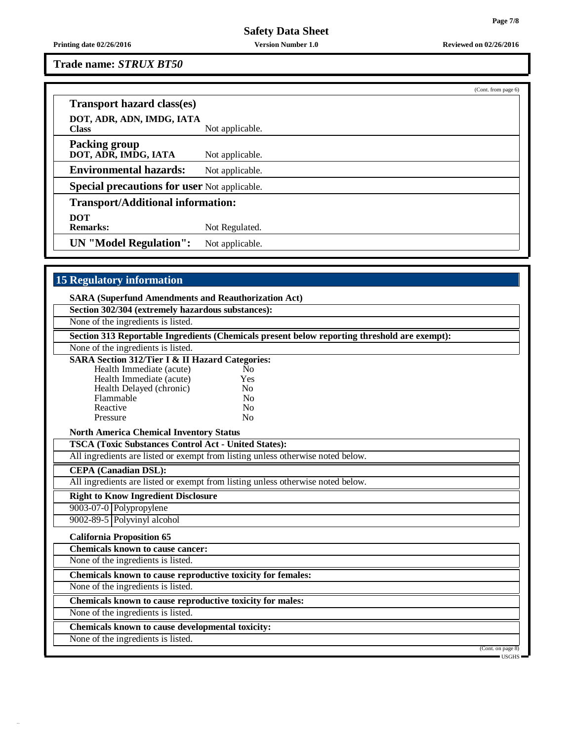**Trade name:** ***STRUX BT50***

(Cont. from page 6)

**Transport hazard class(es)**

**DOT, ADR, ADN, IMDG, IATA**
**Class** Not applicable.

**Packing group**
**DOT, ADR, IMDG, IATA** Not applicable.

**Environmental hazards:** Not applicable.

**Special precautions for user** Not applicable.

**Transport/Additional information:**

**DOT**
**Remarks:** Not Regulated.

**UN "Model Regulation":** Not applicable.

## 15 Regulatory information

**SARA (Superfund Amendments and Reauthorization Act)**

**Section 302/304 (extremely hazardous substances):**

None of the ingredients is listed.

**Section 313 Reportable Ingredients (Chemicals present below reporting threshold are exempt):**

None of the ingredients is listed.

**SARA Section 312/Tier I & II Hazard Categories:**

| | |
|---|---|
| Health Immediate (acute) | No |
| Health Immediate (acute) | Yes |
| Health Delayed (chronic) | No |
| Flammable | No |
| Reactive | No |
| Pressure | No |

**North America Chemical Inventory Status**

**TSCA (Toxic Substances Control Act - United States):**

All ingredients are listed or exempt from listing unless otherwise noted below.

**CEPA (Canadian DSL):**

All ingredients are listed or exempt from listing unless otherwise noted below.

**Right to Know Ingredient Disclosure**

| | |
|---|---|
| 9003-07-0 | Polypropylene |
| 9002-89-5 | Polyvinyl alcohol |

**California Proposition 65**

**Chemicals known to cause cancer:**

None of the ingredients is listed.

**Chemicals known to cause reproductive toxicity for females:**

None of the ingredients is listed.

**Chemicals known to cause reproductive toxicity for males:**

None of the ingredients is listed.

**Chemicals known to cause developmental toxicity:**

None of the ingredients is listed.

(Cont. on page 8)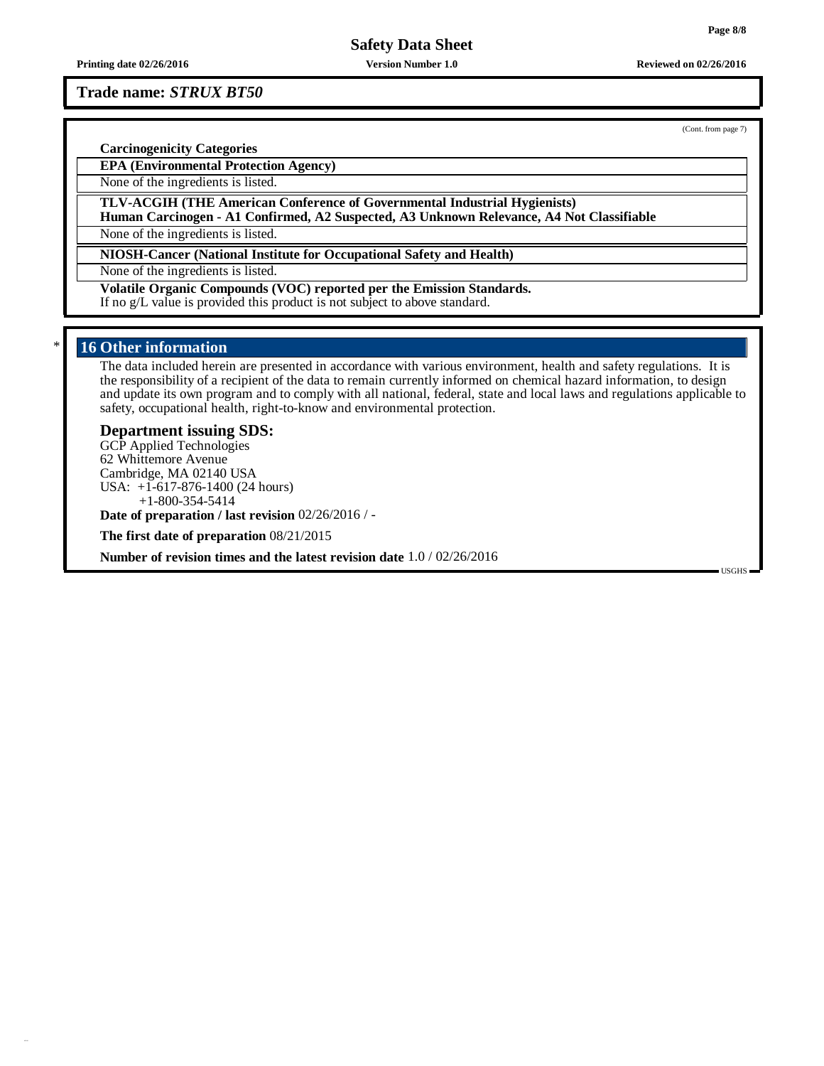**Trade name:** ***STRUX BT50***

(Cont. from page 7)

**Carcinogenicity Categories**

**EPA (Environmental Protection Agency)**

None of the ingredients is listed.

**TLV-ACGIH (THE American Conference of Governmental Industrial Hygienists)**
**Human Carcinogen - A1 Confirmed, A2 Suspected, A3 Unknown Relevance, A4 Not Classifiable**

None of the ingredients is listed.

**NIOSH-Cancer (National Institute for Occupational Safety and Health)**

None of the ingredients is listed.

**Volatile Organic Compounds (VOC) reported per the Emission Standards.**
If no g/L value is provided this product is not subject to above standard.

## * 16 Other information

The data included herein are presented in accordance with various environment, health and safety regulations. It is the responsibility of a recipient of the data to remain currently informed on chemical hazard information, to design and update its own program and to comply with all national, federal, state and local laws and regulations applicable to safety, occupational health, right-to-know and environmental protection.

### Department issuing SDS:

GCP Applied Technologies
62 Whittemore Avenue
Cambridge, MA 02140 USA
USA: +1-617-876-1400 (24 hours)
+1-800-354-5414

**Date of preparation / last revision** 02/26/2016 / -

**The first date of preparation** 08/21/2015

**Number of revision times and the latest revision date** 1.0 / 02/26/2016

USGHS